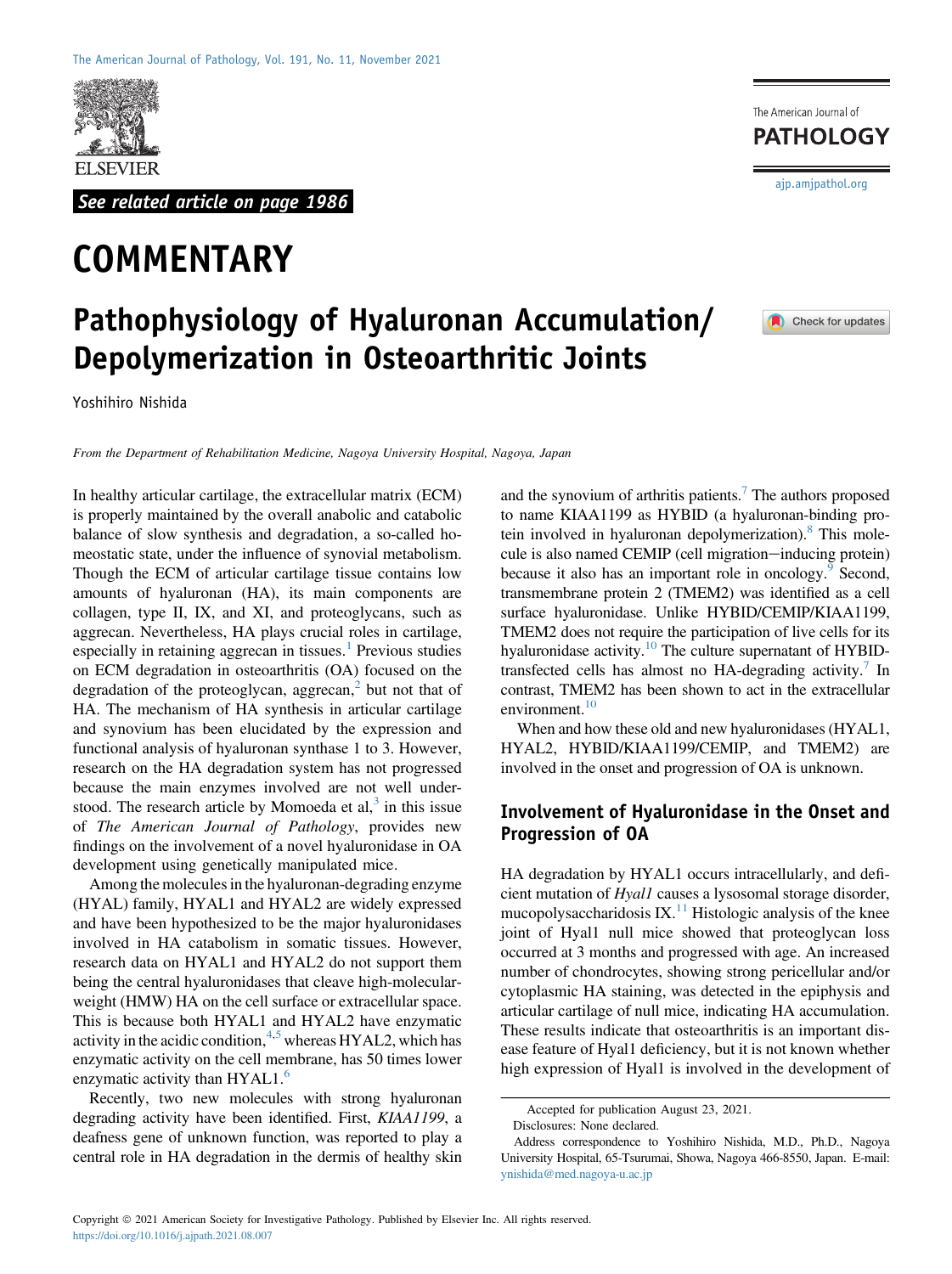See related article on page 1986

# COMMENTARY

# Pathophysiology of Hyaluronan Accumulation/Depolymerization in Osteoarthritic Joints

Yoshihiro Nishida

*From the Department of Rehabilitation Medicine, Nagoya University Hospital, Nagoya, Japan*

In healthy articular cartilage, the extracellular matrix (ECM) is properly maintained by the overall anabolic and catabolic balance of slow synthesis and degradation, a so-called homeostatic state, under the influence of synovial metabolism. Though the ECM of articular cartilage tissue contains low amounts of hyaluronan (HA), its main components are collagen, type II, IX, and XI, and proteoglycans, such as aggrecan. Nevertheless, HA plays crucial roles in cartilage, especially in retaining aggrecan in tissues.[1] Previous studies on ECM degradation in osteoarthritis (OA) focused on the degradation of the proteoglycan, aggrecan,[2] but not that of HA. The mechanism of HA synthesis in articular cartilage and synovium has been elucidated by the expression and functional analysis of hyaluronan synthase 1 to 3. However, research on the HA degradation system has not progressed because the main enzymes involved are not well understood. The research article by Momoeda et al,[3] in this issue of *The American Journal of Pathology*, provides new findings on the involvement of a novel hyaluronidase in OA development using genetically manipulated mice.

Among the molecules in the hyaluronan-degrading enzyme (HYAL) family, HYAL1 and HYAL2 are widely expressed and have been hypothesized to be the major hyaluronidases involved in HA catabolism in somatic tissues. However, research data on HYAL1 and HYAL2 do not support them being the central hyaluronidases that cleave high-molecular-weight (HMW) HA on the cell surface or extracellular space. This is because both HYAL1 and HYAL2 have enzymatic activity in the acidic condition,[4,5] whereas HYAL2, which has enzymatic activity on the cell membrane, has 50 times lower enzymatic activity than HYAL1.[6]

Recently, two new molecules with strong hyaluronan degrading activity have been identified. First, *KIAA1199*, a deafness gene of unknown function, was reported to play a central role in HA degradation in the dermis of healthy skin and the synovium of arthritis patients.[7] The authors proposed to name KIAA1199 as HYBID (a hyaluronan-binding protein involved in hyaluronan depolymerization).[8] This molecule is also named CEMIP (cell migration−inducing protein) because it also has an important role in oncology.[9] Second, transmembrane protein 2 (TMEM2) was identified as a cell surface hyaluronidase. Unlike HYBID/CEMIP/KIAA1199, TMEM2 does not require the participation of live cells for its hyaluronidase activity.[10] The culture supernatant of HYBID-transfected cells has almost no HA-degrading activity.[7] In contrast, TMEM2 has been shown to act in the extracellular environment.[10]

When and how these old and new hyaluronidases (HYAL1, HYAL2, HYBID/KIAA1199/CEMIP, and TMEM2) are involved in the onset and progression of OA is unknown.

## Involvement of Hyaluronidase in the Onset and Progression of OA

HA degradation by HYAL1 occurs intracellularly, and deficient mutation of *Hyal1* causes a lysosomal storage disorder, mucopolysaccharidosis IX.[11] Histologic analysis of the knee joint of Hyal1 null mice showed that proteoglycan loss occurred at 3 months and progressed with age. An increased number of chondrocytes, showing strong pericellular and/or cytoplasmic HA staining, was detected in the epiphysis and articular cartilage of null mice, indicating HA accumulation. These results indicate that osteoarthritis is an important disease feature of Hyal1 deficiency, but it is not known whether high expression of Hyal1 is involved in the development of

Accepted for publication August 23, 2021.

Disclosures: None declared.

Address correspondence to Yoshihiro Nishida, M.D., Ph.D., Nagoya University Hospital, 65-Tsurumai, Showa, Nagoya 466-8550, Japan. E-mail: ynishida@med.nagoya-u.ac.jp

Copyright © 2021 American Society for Investigative Pathology. Published by Elsevier Inc. All rights reserved.
https://doi.org/10.1016/j.ajpath.2021.08.007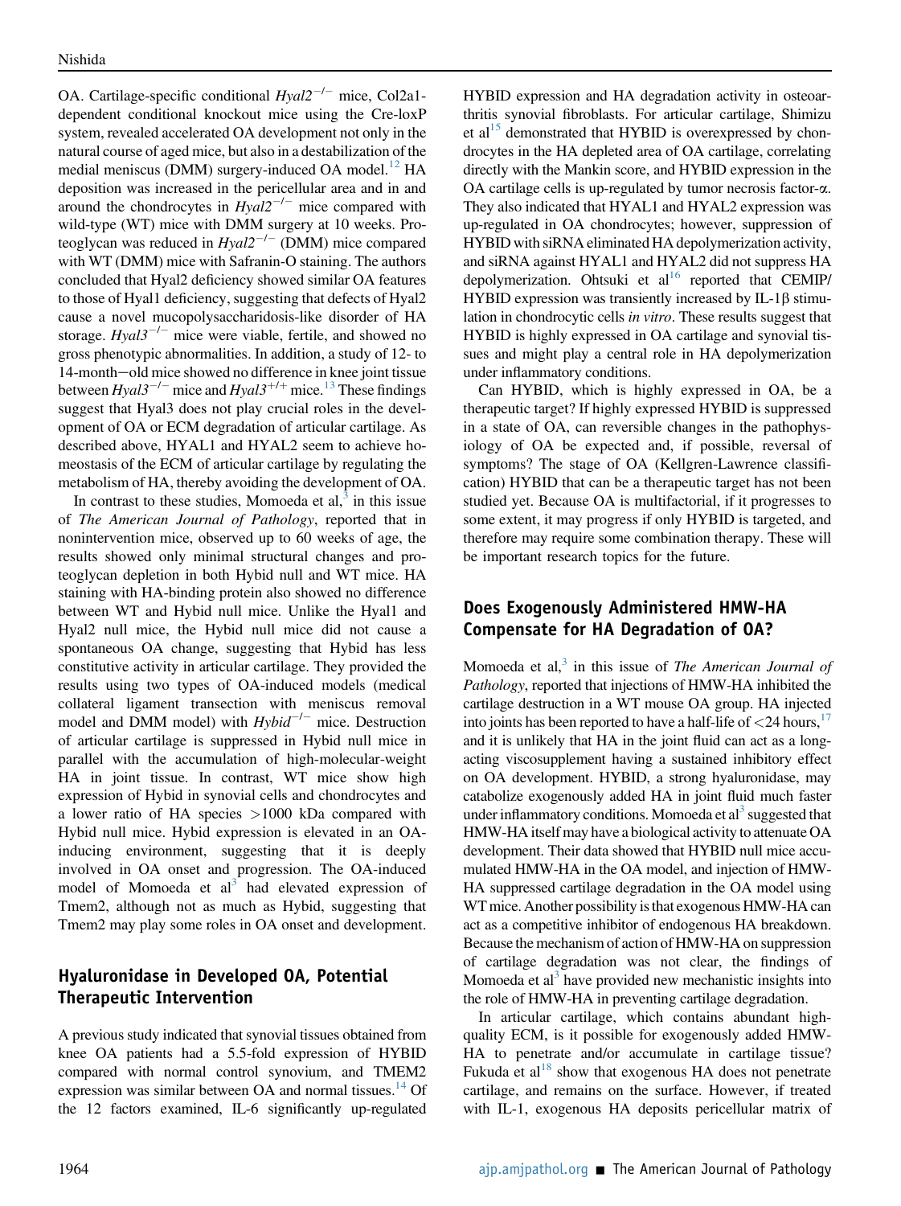OA. Cartilage-specific conditional $Hyal2^{-/-}$ mice, Col2a1-dependent conditional knockout mice using the Cre-loxP system, revealed accelerated OA development not only in the natural course of aged mice, but also in a destabilization of the medial meniscus (DMM) surgery-induced OA model.[12] HA deposition was increased in the pericellular area and in and around the chondrocytes in $Hyal2^{-/-}$ mice compared with wild-type (WT) mice with DMM surgery at 10 weeks. Proteoglycan was reduced in $Hyal2^{-/-}$ (DMM) mice compared with WT (DMM) mice with Safranin-O staining. The authors concluded that Hyal2 deficiency showed similar OA features to those of Hyal1 deficiency, suggesting that defects of Hyal2 cause a novel mucopolysaccharidosis-like disorder of HA storage. $Hyal3^{-/-}$ mice were viable, fertile, and showed no gross phenotypic abnormalities. In addition, a study of 12- to 14-month−old mice showed no difference in knee joint tissue between $Hyal3^{-/-}$ mice and $Hyal3^{+/+}$ mice.[13] These findings suggest that Hyal3 does not play crucial roles in the development of OA or ECM degradation of articular cartilage. As described above, HYAL1 and HYAL2 seem to achieve homeostasis of the ECM of articular cartilage by regulating the metabolism of HA, thereby avoiding the development of OA.

In contrast to these studies, Momoeda et al,[3] in this issue of *The American Journal of Pathology*, reported that in nonintervention mice, observed up to 60 weeks of age, the results showed only minimal structural changes and proteoglycan depletion in both Hybid null and WT mice. HA staining with HA-binding protein also showed no difference between WT and Hybid null mice. Unlike the Hyal1 and Hyal2 null mice, the Hybid null mice did not cause a spontaneous OA change, suggesting that Hybid has less constitutive activity in articular cartilage. They provided the results using two types of OA-induced models (medical collateral ligament transection with meniscus removal model and DMM model) with $Hybid^{-/-}$ mice. Destruction of articular cartilage is suppressed in Hybid null mice in parallel with the accumulation of high-molecular-weight HA in joint tissue. In contrast, WT mice show high expression of Hybid in synovial cells and chondrocytes and a lower ratio of HA species >1000 kDa compared with Hybid null mice. Hybid expression is elevated in an OA-inducing environment, suggesting that it is deeply involved in OA onset and progression. The OA-induced model of Momoeda et al[3] had elevated expression of Tmem2, although not as much as Hybid, suggesting that Tmem2 may play some roles in OA onset and development.

## Hyaluronidase in Developed OA, Potential Therapeutic Intervention

A previous study indicated that synovial tissues obtained from knee OA patients had a 5.5-fold expression of HYBID compared with normal control synovium, and TMEM2 expression was similar between OA and normal tissues.[14] Of the 12 factors examined, IL-6 significantly up-regulated HYBID expression and HA degradation activity in osteoarthritis synovial fibroblasts. For articular cartilage, Shimizu et al[15] demonstrated that HYBID is overexpressed by chondrocytes in the HA depleted area of OA cartilage, correlating directly with the Mankin score, and HYBID expression in the OA cartilage cells is up-regulated by tumor necrosis factor-α. They also indicated that HYAL1 and HYAL2 expression was up-regulated in OA chondrocytes; however, suppression of HYBID with siRNA eliminated HA depolymerization activity, and siRNA against HYAL1 and HYAL2 did not suppress HA depolymerization. Ohtsuki et al[16] reported that CEMIP/HYBID expression was transiently increased by IL-1β stimulation in chondrocytic cells *in vitro*. These results suggest that HYBID is highly expressed in OA cartilage and synovial tissues and might play a central role in HA depolymerization under inflammatory conditions.

Can HYBID, which is highly expressed in OA, be a therapeutic target? If highly expressed HYBID is suppressed in a state of OA, can reversible changes in the pathophysiology of OA be expected and, if possible, reversal of symptoms? The stage of OA (Kellgren-Lawrence classification) HYBID that can be a therapeutic target has not been studied yet. Because OA is multifactorial, if it progresses to some extent, it may progress if only HYBID is targeted, and therefore may require some combination therapy. These will be important research topics for the future.

## Does Exogenously Administered HMW-HA Compensate for HA Degradation of OA?

Momoeda et al,[3] in this issue of *The American Journal of Pathology*, reported that injections of HMW-HA inhibited the cartilage destruction in a WT mouse OA group. HA injected into joints has been reported to have a half-life of <24 hours,[17] and it is unlikely that HA in the joint fluid can act as a long-acting viscosupplement having a sustained inhibitory effect on OA development. HYBID, a strong hyaluronidase, may catabolize exogenously added HA in joint fluid much faster under inflammatory conditions. Momoeda et al[3] suggested that HMW-HA itself may have a biological activity to attenuate OA development. Their data showed that HYBID null mice accumulated HMW-HA in the OA model, and injection of HMW-HA suppressed cartilage degradation in the OA model using WT mice. Another possibility is that exogenous HMW-HA can act as a competitive inhibitor of endogenous HA breakdown. Because the mechanism of action of HMW-HA on suppression of cartilage degradation was not clear, the findings of Momoeda et al[3] have provided new mechanistic insights into the role of HMW-HA in preventing cartilage degradation.

In articular cartilage, which contains abundant high-quality ECM, is it possible for exogenously added HMW-HA to penetrate and/or accumulate in cartilage tissue? Fukuda et al[18] show that exogenous HA does not penetrate cartilage, and remains on the surface. However, if treated with IL-1, exogenous HA deposits pericellular matrix of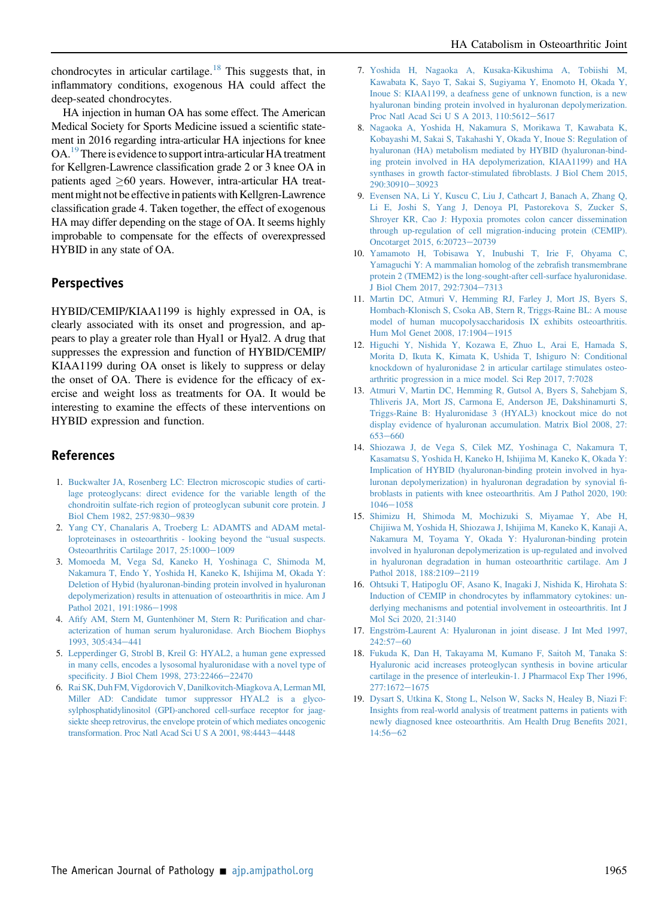chondrocytes in articular cartilage.[18] This suggests that, in inflammatory conditions, exogenous HA could affect the deep-seated chondrocytes.

HA injection in human OA has some effect. The American Medical Society for Sports Medicine issued a scientific statement in 2016 regarding intra-articular HA injections for knee OA.[19] There is evidence to support intra-articular HA treatment for Kellgren-Lawrence classification grade 2 or 3 knee OA in patients aged ≥60 years. However, intra-articular HA treatment might not be effective in patients with Kellgren-Lawrence classification grade 4. Taken together, the effect of exogenous HA may differ depending on the stage of OA. It seems highly improbable to compensate for the effects of overexpressed HYBID in any state of OA.

## Perspectives

HYBID/CEMIP/KIAA1199 is highly expressed in OA, is clearly associated with its onset and progression, and appears to play a greater role than Hyal1 or Hyal2. A drug that suppresses the expression and function of HYBID/CEMIP/KIAA1199 during OA onset is likely to suppress or delay the onset of OA. There is evidence for the efficacy of exercise and weight loss as treatments for OA. It would be interesting to examine the effects of these interventions on HYBID expression and function.

## References

1. Buckwalter JA, Rosenberg LC: Electron microscopic studies of cartilage proteoglycans: direct evidence for the variable length of the chondroitin sulfate-rich region of proteoglycan subunit core protein. J Biol Chem 1982, 257:9830−9839
2. Yang CY, Chanalaris A, Troeberg L: ADAMTS and ADAM metalloproteinases in osteoarthritis - looking beyond the "usual suspects. Osteoarthritis Cartilage 2017, 25:1000−1009
3. Momoeda M, Vega Sd, Kaneko H, Yoshinaga C, Shimoda M, Nakamura T, Endo Y, Yoshida H, Kaneko K, Ishijima M, Okada Y: Deletion of Hybid (hyaluronan-binding protein involved in hyaluronan depolymerization) results in attenuation of osteoarthritis in mice. Am J Pathol 2021, 191:1986−1998
4. Afify AM, Stern M, Guntenhöner M, Stern R: Purification and characterization of human serum hyaluronidase. Arch Biochem Biophys 1993, 305:434−441
5. Lepperdinger G, Strobl B, Kreil G: HYAL2, a human gene expressed in many cells, encodes a lysosomal hyaluronidase with a novel type of specificity. J Biol Chem 1998, 273:22466−22470
6. Rai SK, Duh FM, Vigdorovich V, Danilkovitch-Miagkova A, Lerman MI, Miller AD: Candidate tumor suppressor HYAL2 is a glycosylphosphatidylinositol (GPI)-anchored cell-surface receptor for jaagsiekte sheep retrovirus, the envelope protein of which mediates oncogenic transformation. Proc Natl Acad Sci U S A 2001, 98:4443−4448
7. Yoshida H, Nagaoka A, Kusaka-Kikushima A, Tobiishi M, Kawabata K, Sayo T, Sakai S, Sugiyama Y, Enomoto H, Okada Y, Inoue S: KIAA1199, a deafness gene of unknown function, is a new hyaluronan binding protein involved in hyaluronan depolymerization. Proc Natl Acad Sci U S A 2013, 110:5612−5617
8. Nagaoka A, Yoshida H, Nakamura S, Morikawa T, Kawabata K, Kobayashi M, Sakai S, Takahashi Y, Okada Y, Inoue S: Regulation of hyaluronan (HA) metabolism mediated by HYBID (hyaluronan-binding protein involved in HA depolymerization, KIAA1199) and HA synthases in growth factor-stimulated fibroblasts. J Biol Chem 2015, 290:30910−30923
9. Evensen NA, Li Y, Kuscu C, Liu J, Cathcart J, Banach A, Zhang Q, Li E, Joshi S, Yang J, Denoya PI, Pastorekova S, Zucker S, Shroyer KR, Cao J: Hypoxia promotes colon cancer dissemination through up-regulation of cell migration-inducing protein (CEMIP). Oncotarget 2015, 6:20723−20739
10. Yamamoto H, Tobisawa Y, Inubushi T, Irie F, Ohyama C, Yamaguchi Y: A mammalian homolog of the zebrafish transmembrane protein 2 (TMEM2) is the long-sought-after cell-surface hyaluronidase. J Biol Chem 2017, 292:7304−7313
11. Martin DC, Atmuri V, Hemming RJ, Farley J, Mort JS, Byers S, Hombach-Klonisch S, Csoka AB, Stern R, Triggs-Raine BL: A mouse model of human mucopolysaccharidosis IX exhibits osteoarthritis. Hum Mol Genet 2008, 17:1904−1915
12. Higuchi Y, Nishida Y, Kozawa E, Zhuo L, Arai E, Hamada S, Morita D, Ikuta K, Kimata K, Ushida T, Ishiguro N: Conditional knockdown of hyaluronidase 2 in articular cartilage stimulates osteoarthritic progression in a mice model. Sci Rep 2017, 7:7028
13. Atmuri V, Martin DC, Hemming R, Gutsol A, Byers S, Sahebjam S, Thliveris JA, Mort JS, Carmona E, Anderson JE, Dakshinamurti S, Triggs-Raine B: Hyaluronidase 3 (HYAL3) knockout mice do not display evidence of hyaluronan accumulation. Matrix Biol 2008, 27:653−660
14. Shiozawa J, de Vega S, Cilek MZ, Yoshinaga C, Nakamura T, Kasamatsu S, Yoshida H, Kaneko H, Ishijima M, Kaneko K, Okada Y: Implication of HYBID (hyaluronan-binding protein involved in hyaluronan depolymerization) in hyaluronan degradation by synovial fibroblasts in patients with knee osteoarthritis. Am J Pathol 2020, 190:1046−1058
15. Shimizu H, Shimoda M, Mochizuki S, Miyamae Y, Abe H, Chijiiwa M, Yoshida H, Shiozawa J, Ishijima M, Kaneko K, Kanaji A, Nakamura M, Toyama Y, Okada Y: Hyaluronan-binding protein involved in hyaluronan depolymerization is up-regulated and involved in hyaluronan degradation in human osteoarthritic cartilage. Am J Pathol 2018, 188:2109−2119
16. Ohtsuki T, Hatipoglu OF, Asano K, Inagaki J, Nishida K, Hirohata S: Induction of CEMIP in chondrocytes by inflammatory cytokines: underlying mechanisms and potential involvement in osteoarthritis. Int J Mol Sci 2020, 21:3140
17. Engström-Laurent A: Hyaluronan in joint disease. J Int Med 1997, 242:57−60
18. Fukuda K, Dan H, Takayama M, Kumano F, Saitoh M, Tanaka S: Hyaluronic acid increases proteoglycan synthesis in bovine articular cartilage in the presence of interleukin-1. J Pharmacol Exp Ther 1996, 277:1672−1675
19. Dysart S, Utkina K, Stong L, Nelson W, Sacks N, Healey B, Niazi F: Insights from real-world analysis of treatment patterns in patients with newly diagnosed knee osteoarthritis. Am Health Drug Benefits 2021, 14:56−62